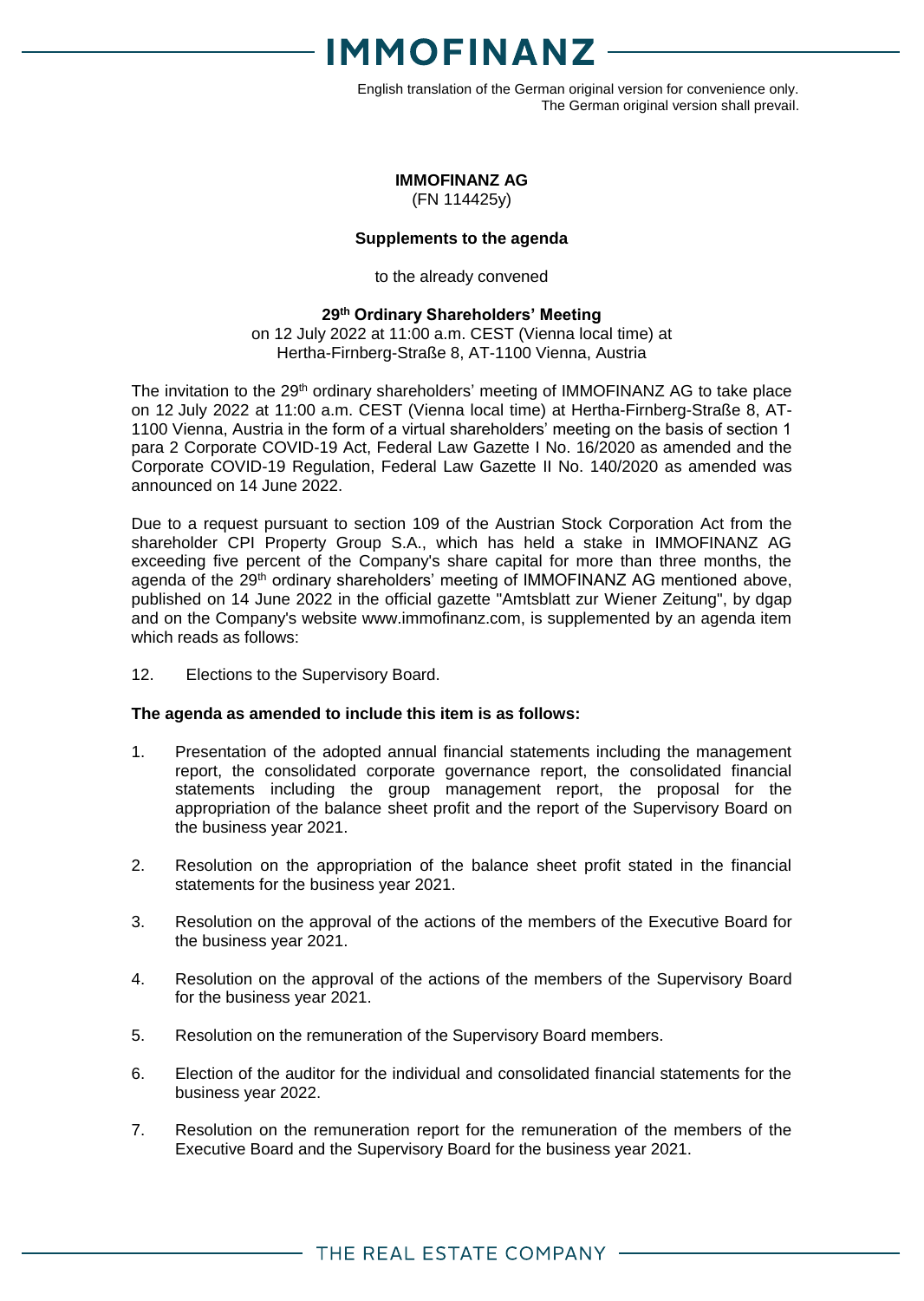English translation of the German original version for convenience only. The German original version shall prevail.

**IMMOFINANZ AG**
(FN 114425y)

**Supplements to the agenda**

to the already convened

**29th Ordinary Shareholders' Meeting**
on 12 July 2022 at 11:00 a.m. CEST (Vienna local time) at Hertha-Firnberg-Straße 8, AT-1100 Vienna, Austria

The invitation to the 29th ordinary shareholders' meeting of IMMOFINANZ AG to take place on 12 July 2022 at 11:00 a.m. CEST (Vienna local time) at Hertha-Firnberg-Straße 8, AT-1100 Vienna, Austria in the form of a virtual shareholders' meeting on the basis of section 1 para 2 Corporate COVID-19 Act, Federal Law Gazette I No. 16/2020 as amended and the Corporate COVID-19 Regulation, Federal Law Gazette II No. 140/2020 as amended was announced on 14 June 2022.

Due to a request pursuant to section 109 of the Austrian Stock Corporation Act from the shareholder CPI Property Group S.A., which has held a stake in IMMOFINANZ AG exceeding five percent of the Company's share capital for more than three months, the agenda of the 29th ordinary shareholders' meeting of IMMOFINANZ AG mentioned above, published on 14 June 2022 in the official gazette "Amtsblatt zur Wiener Zeitung", by dgap and on the Company's website www.immofinanz.com, is supplemented by an agenda item which reads as follows:

12. Elections to the Supervisory Board.

**The agenda as amended to include this item is as follows:**

1. Presentation of the adopted annual financial statements including the management report, the consolidated corporate governance report, the consolidated financial statements including the group management report, the proposal for the appropriation of the balance sheet profit and the report of the Supervisory Board on the business year 2021.

2. Resolution on the appropriation of the balance sheet profit stated in the financial statements for the business year 2021.

3. Resolution on the approval of the actions of the members of the Executive Board for the business year 2021.

4. Resolution on the approval of the actions of the members of the Supervisory Board for the business year 2021.

5. Resolution on the remuneration of the Supervisory Board members.

6. Election of the auditor for the individual and consolidated financial statements for the business year 2022.

7. Resolution on the remuneration report for the remuneration of the members of the Executive Board and the Supervisory Board for the business year 2021.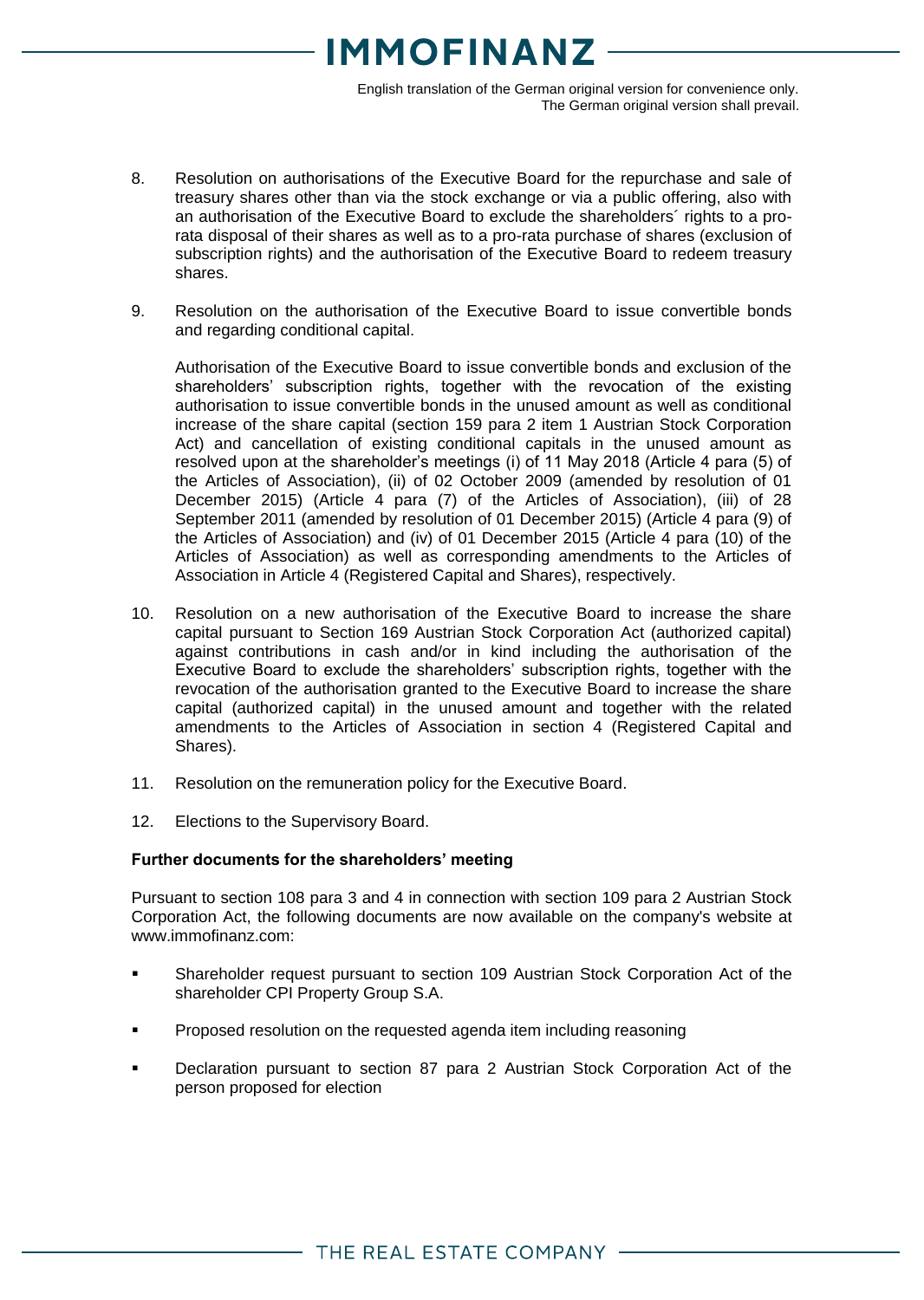8. Resolution on authorisations of the Executive Board for the repurchase and sale of treasury shares other than via the stock exchange or via a public offering, also with an authorisation of the Executive Board to exclude the shareholders´ rights to a pro-rata disposal of their shares as well as to a pro-rata purchase of shares (exclusion of subscription rights) and the authorisation of the Executive Board to redeem treasury shares.

9. Resolution on the authorisation of the Executive Board to issue convertible bonds and regarding conditional capital.

   Authorisation of the Executive Board to issue convertible bonds and exclusion of the shareholders' subscription rights, together with the revocation of the existing authorisation to issue convertible bonds in the unused amount as well as conditional increase of the share capital (section 159 para 2 item 1 Austrian Stock Corporation Act) and cancellation of existing conditional capitals in the unused amount as resolved upon at the shareholder's meetings (i) of 11 May 2018 (Article 4 para (5) of the Articles of Association), (ii) of 02 October 2009 (amended by resolution of 01 December 2015) (Article 4 para (7) of the Articles of Association), (iii) of 28 September 2011 (amended by resolution of 01 December 2015) (Article 4 para (9) of the Articles of Association) and (iv) of 01 December 2015 (Article 4 para (10) of the Articles of Association) as well as corresponding amendments to the Articles of Association in Article 4 (Registered Capital and Shares), respectively.

10. Resolution on a new authorisation of the Executive Board to increase the share capital pursuant to Section 169 Austrian Stock Corporation Act (authorized capital) against contributions in cash and/or in kind including the authorisation of the Executive Board to exclude the shareholders' subscription rights, together with the revocation of the authorisation granted to the Executive Board to increase the share capital (authorized capital) in the unused amount and together with the related amendments to the Articles of Association in section 4 (Registered Capital and Shares).

11. Resolution on the remuneration policy for the Executive Board.

12. Elections to the Supervisory Board.

**Further documents for the shareholders' meeting**

Pursuant to section 108 para 3 and 4 in connection with section 109 para 2 Austrian Stock Corporation Act, the following documents are now available on the company's website at www.immofinanz.com:

- Shareholder request pursuant to section 109 Austrian Stock Corporation Act of the shareholder CPI Property Group S.A.
- Proposed resolution on the requested agenda item including reasoning
- Declaration pursuant to section 87 para 2 Austrian Stock Corporation Act of the person proposed for election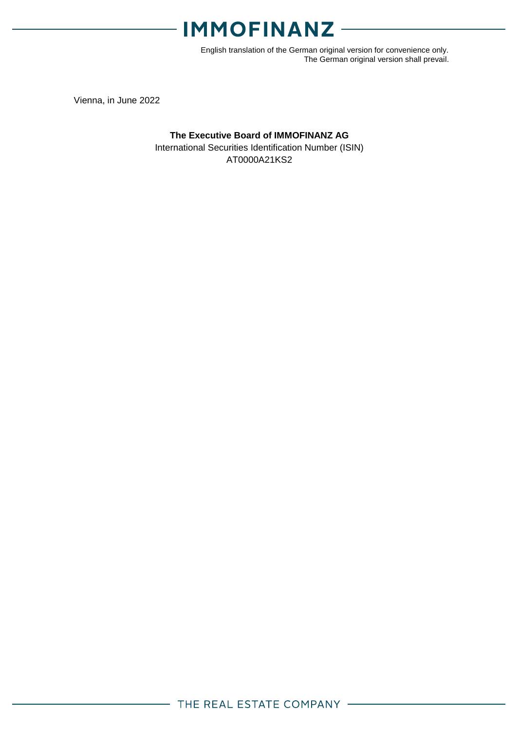Vienna, in June 2022

**The Executive Board of IMMOFINANZ AG**

International Securities Identification Number (ISIN)
AT0000A21KS2